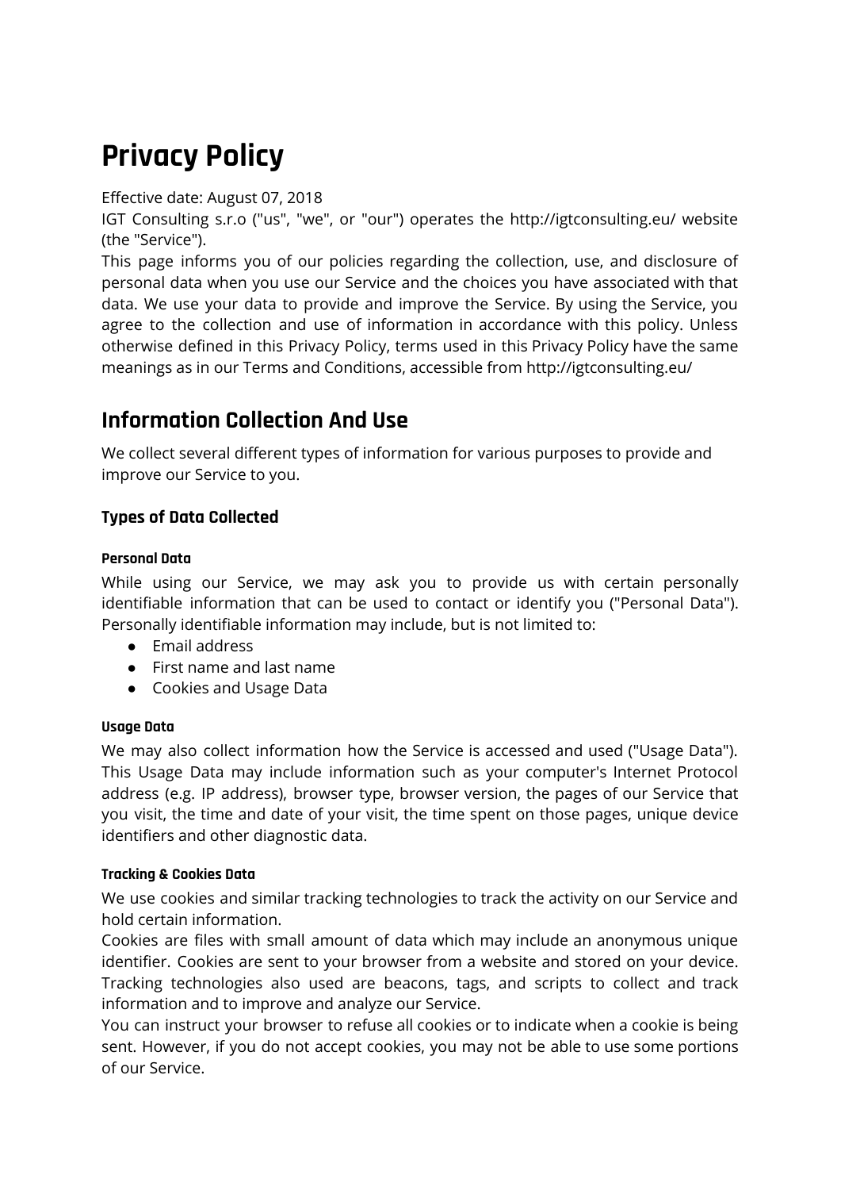# Privacy Policy

Effective date: August 07, 2018

IGT Consulting s.r.o ("us", "we", or "our") operates the http://igtconsulting.eu/ website (the "Service").

This page informs you of our policies regarding the collection, use, and disclosure of personal data when you use our Service and the choices you have associated with that data. We use your data to provide and improve the Service. By using the Service, you agree to the collection and use of information in accordance with this policy. Unless otherwise defined in this Privacy Policy, terms used in this Privacy Policy have the same meanings as in our Terms and Conditions, accessible from http://igtconsulting.eu/

## Information Collection And Use

We collect several different types of information for various purposes to provide and improve our Service to you.

### Types of Data Collected

#### Personal Data

While using our Service, we may ask you to provide us with certain personally identifiable information that can be used to contact or identify you ("Personal Data"). Personally identifiable information may include, but is not limited to:

- Email address
- First name and last name
- Cookies and Usage Data

#### Usage Data

We may also collect information how the Service is accessed and used ("Usage Data"). This Usage Data may include information such as your computer's Internet Protocol address (e.g. IP address), browser type, browser version, the pages of our Service that you visit, the time and date of your visit, the time spent on those pages, unique device identifiers and other diagnostic data.

#### Tracking & Cookies Data

We use cookies and similar tracking technologies to track the activity on our Service and hold certain information.

Cookies are files with small amount of data which may include an anonymous unique identifier. Cookies are sent to your browser from a website and stored on your device. Tracking technologies also used are beacons, tags, and scripts to collect and track information and to improve and analyze our Service.

You can instruct your browser to refuse all cookies or to indicate when a cookie is being sent. However, if you do not accept cookies, you may not be able to use some portions of our Service.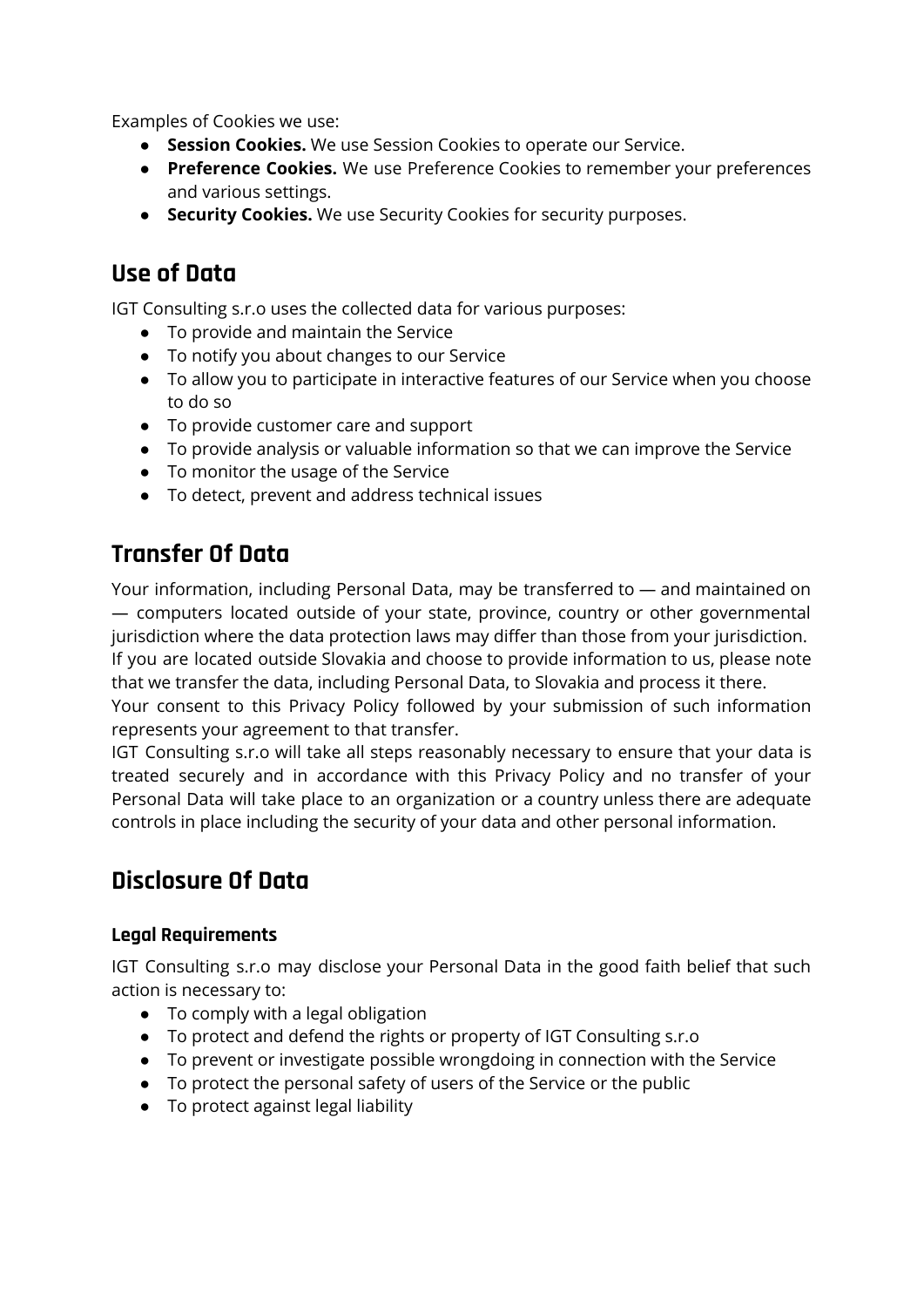Examples of Cookies we use:

- **Session Cookies.** We use Session Cookies to operate our Service.
- **Preference Cookies.** We use Preference Cookies to remember your preferences and various settings.
- **Security Cookies.** We use Security Cookies for security purposes.

## Use of Data

IGT Consulting s.r.o uses the collected data for various purposes:

- To provide and maintain the Service
- To notify you about changes to our Service
- To allow you to participate in interactive features of our Service when you choose to do so
- To provide customer care and support
- To provide analysis or valuable information so that we can improve the Service
- To monitor the usage of the Service
- To detect, prevent and address technical issues

## Transfer Of Data

Your information, including Personal Data, may be transferred to — and maintained on — computers located outside of your state, province, country or other governmental jurisdiction where the data protection laws may differ than those from your jurisdiction.
If you are located outside Slovakia and choose to provide information to us, please note that we transfer the data, including Personal Data, to Slovakia and process it there.
Your consent to this Privacy Policy followed by your submission of such information represents your agreement to that transfer.
IGT Consulting s.r.o will take all steps reasonably necessary to ensure that your data is treated securely and in accordance with this Privacy Policy and no transfer of your Personal Data will take place to an organization or a country unless there are adequate controls in place including the security of your data and other personal information.

## Disclosure Of Data

### Legal Requirements

IGT Consulting s.r.o may disclose your Personal Data in the good faith belief that such action is necessary to:

- To comply with a legal obligation
- To protect and defend the rights or property of IGT Consulting s.r.o
- To prevent or investigate possible wrongdoing in connection with the Service
- To protect the personal safety of users of the Service or the public
- To protect against legal liability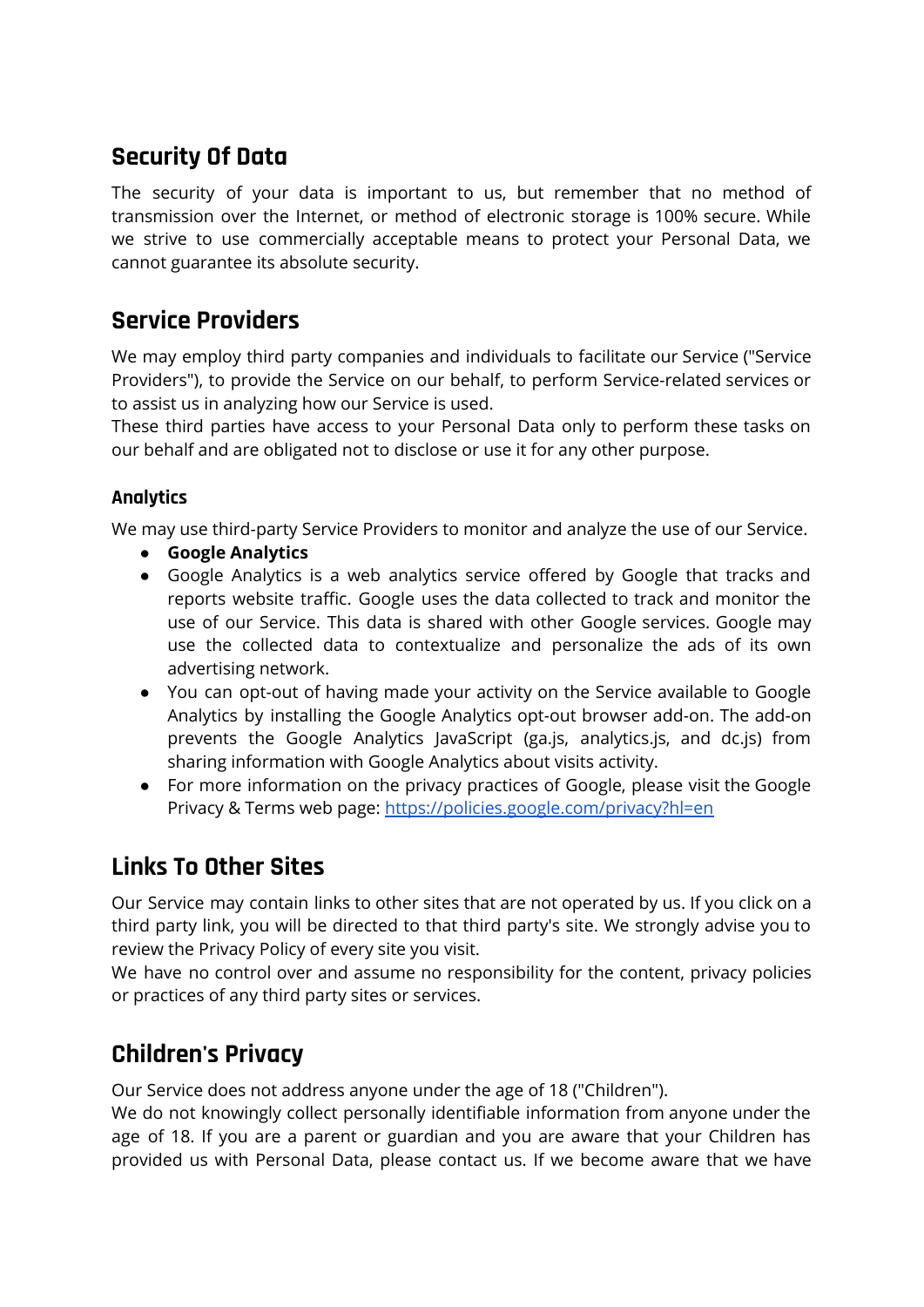## Security Of Data

The security of your data is important to us, but remember that no method of transmission over the Internet, or method of electronic storage is 100% secure. While we strive to use commercially acceptable means to protect your Personal Data, we cannot guarantee its absolute security.

## Service Providers

We may employ third party companies and individuals to facilitate our Service ("Service Providers"), to provide the Service on our behalf, to perform Service-related services or to assist us in analyzing how our Service is used.
These third parties have access to your Personal Data only to perform these tasks on our behalf and are obligated not to disclose or use it for any other purpose.

### Analytics

We may use third-party Service Providers to monitor and analyze the use of our Service.

- **Google Analytics**
- Google Analytics is a web analytics service offered by Google that tracks and reports website traffic. Google uses the data collected to track and monitor the use of our Service. This data is shared with other Google services. Google may use the collected data to contextualize and personalize the ads of its own advertising network.
- You can opt-out of having made your activity on the Service available to Google Analytics by installing the Google Analytics opt-out browser add-on. The add-on prevents the Google Analytics JavaScript (ga.js, analytics.js, and dc.js) from sharing information with Google Analytics about visits activity.
- For more information on the privacy practices of Google, please visit the Google Privacy & Terms web page: [https://policies.google.com/privacy?hl=en](https://policies.google.com/privacy?hl=en)

## Links To Other Sites

Our Service may contain links to other sites that are not operated by us. If you click on a third party link, you will be directed to that third party's site. We strongly advise you to review the Privacy Policy of every site you visit.
We have no control over and assume no responsibility for the content, privacy policies or practices of any third party sites or services.

## Children's Privacy

Our Service does not address anyone under the age of 18 ("Children").
We do not knowingly collect personally identifiable information from anyone under the age of 18. If you are a parent or guardian and you are aware that your Children has provided us with Personal Data, please contact us. If we become aware that we have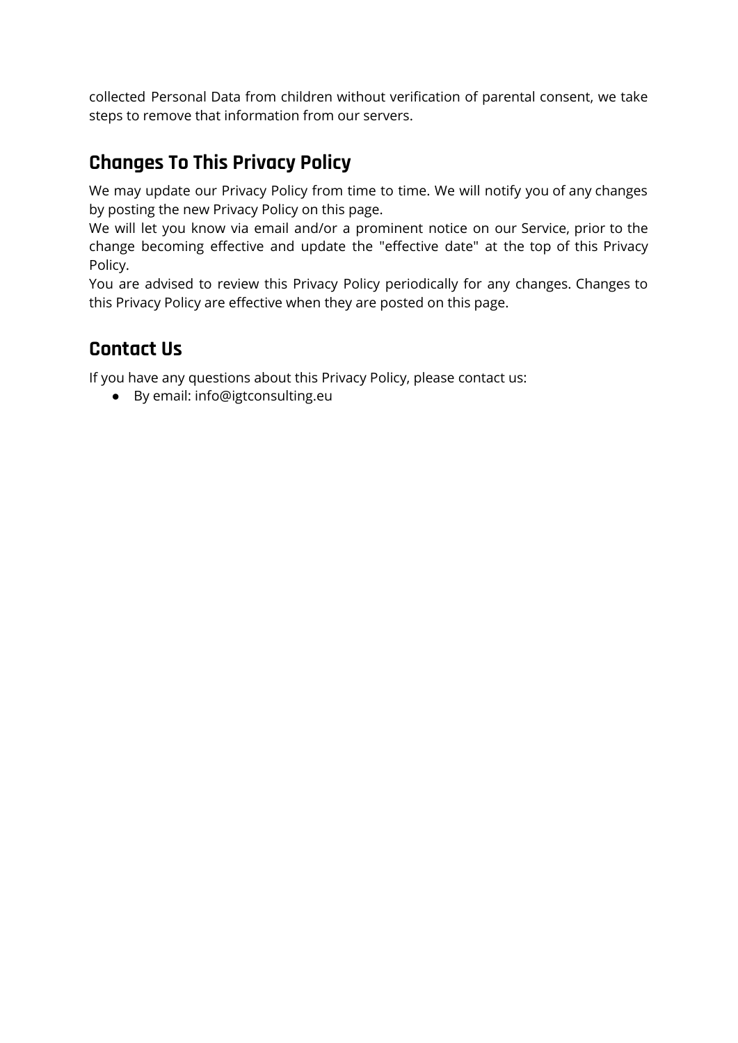collected Personal Data from children without verification of parental consent, we take steps to remove that information from our servers.

## Changes To This Privacy Policy

We may update our Privacy Policy from time to time. We will notify you of any changes by posting the new Privacy Policy on this page.
We will let you know via email and/or a prominent notice on our Service, prior to the change becoming effective and update the "effective date" at the top of this Privacy Policy.
You are advised to review this Privacy Policy periodically for any changes. Changes to this Privacy Policy are effective when they are posted on this page.

## Contact Us

If you have any questions about this Privacy Policy, please contact us:

- By email: info@igtconsulting.eu